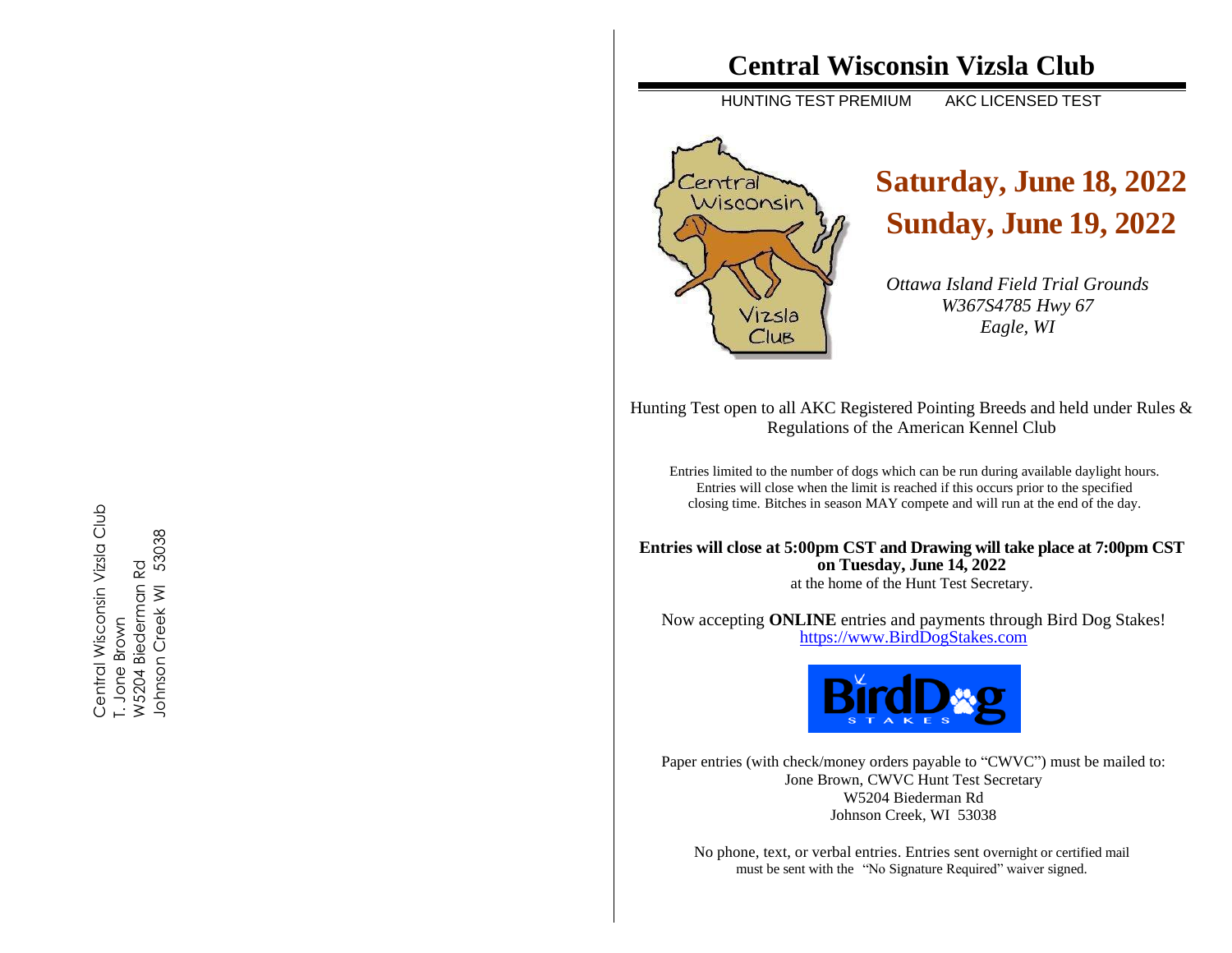Central Wisconsin Vizsla Club
T. Jone Brown
W5204 Biederman Rd
Johnson Creek WI 53038

# Central Wisconsin Vizsla Club

HUNTING TEST PREMIUM AKC LICENSED TEST

## Saturday, June 18, 2022
## Sunday, June 19, 2022

*Ottawa Island Field Trial Grounds*
*W367S4785 Hwy 67*
*Eagle, WI*

Hunting Test open to all AKC Registered Pointing Breeds and held under Rules & Regulations of the American Kennel Club

Entries limited to the number of dogs which can be run during available daylight hours. Entries will close when the limit is reached if this occurs prior to the specified closing time. Bitches in season MAY compete and will run at the end of the day.

**Entries will close at 5:00pm CST and Drawing will take place at 7:00pm CST on Tuesday, June 14, 2022**
at the home of the Hunt Test Secretary.

Now accepting **ONLINE** entries and payments through Bird Dog Stakes!
https://www.BirdDogStakes.com

Paper entries (with check/money orders payable to "CWVC") must be mailed to:
Jone Brown, CWVC Hunt Test Secretary
W5204 Biederman Rd
Johnson Creek, WI 53038

No phone, text, or verbal entries. Entries sent overnight or certified mail must be sent with the "No Signature Required" waiver signed.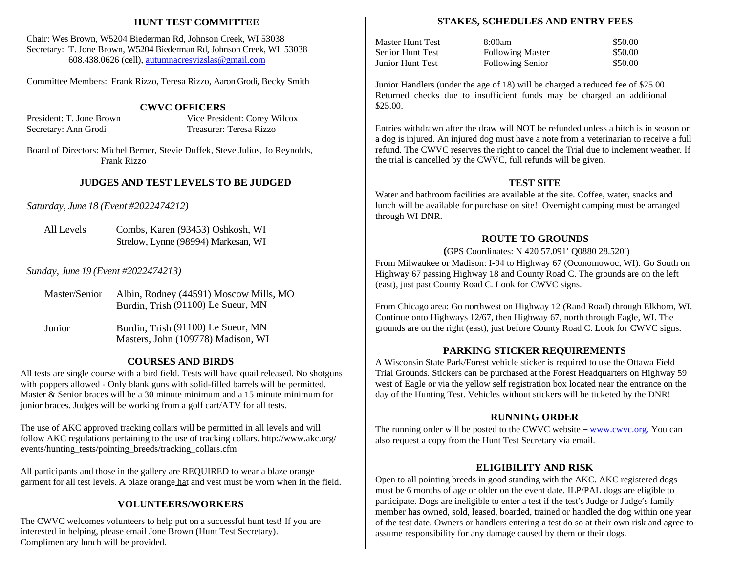## HUNT TEST COMMITTEE

Chair: Wes Brown, W5204 Biederman Rd, Johnson Creek, WI 53038
Secretary: T. Jone Brown, W5204 Biederman Rd, Johnson Creek, WI 53038
608.438.0626 (cell), autumnacresvizslas@gmail.com

Committee Members: Frank Rizzo, Teresa Rizzo, Aaron Grodi, Becky Smith

## CWVC OFFICERS

President: T. Jone Brown — Vice President: Corey Wilcox
Secretary: Ann Grodi — Treasurer: Teresa Rizzo

Board of Directors: Michel Berner, Stevie Duffek, Steve Julius, Jo Reynolds, Frank Rizzo

## JUDGES AND TEST LEVELS TO BE JUDGED

*Saturday, June 18 (Event #2022474212)*

| | |
|---|---|
| All Levels | Combs, Karen (93453) Oshkosh, WI<br>Strelow, Lynne (98994) Markesan, WI |

*Sunday, June 19 (Event #2022474213)*

| | |
|---|---|
| Master/Senior | Albin, Rodney (44591) Moscow Mills, MO<br>Burdin, Trish (91100) Le Sueur, MN |
| Junior | Burdin, Trish (91100) Le Sueur, MN<br>Masters, John (109778) Madison, WI |

## COURSES AND BIRDS

All tests are single course with a bird field. Tests will have quail released. No shotguns with poppers allowed - Only blank guns with solid-filled barrels will be permitted. Master & Senior braces will be a 30 minute minimum and a 15 minute minimum for junior braces. Judges will be working from a golf cart/ATV for all tests.

The use of AKC approved tracking collars will be permitted in all levels and will follow AKC regulations pertaining to the use of tracking collars. http://www.akc.org/events/hunting_tests/pointing_breeds/tracking_collars.cfm

All participants and those in the gallery are REQUIRED to wear a blaze orange garment for all test levels. A blaze orange hat and vest must be worn when in the field.

## VOLUNTEERS/WORKERS

The CWVC welcomes volunteers to help put on a successful hunt test! If you are interested in helping, please email Jone Brown (Hunt Test Secretary). Complimentary lunch will be provided.

## STAKES, SCHEDULES AND ENTRY FEES

| | | |
|---|---|---|
| Master Hunt Test | 8:00am | $50.00 |
| Senior Hunt Test | Following Master | $50.00 |
| Junior Hunt Test | Following Senior | $50.00 |

Junior Handlers (under the age of 18) will be charged a reduced fee of $25.00. Returned checks due to insufficient funds may be charged an additional $25.00.

Entries withdrawn after the draw will NOT be refunded unless a bitch is in season or a dog is injured. An injured dog must have a note from a veterinarian to receive a full refund. The CWVC reserves the right to cancel the Trial due to inclement weather. If the trial is cancelled by the CWVC, full refunds will be given.

## TEST SITE

Water and bathroom facilities are available at the site. Coffee, water, snacks and lunch will be available for purchase on site! Overnight camping must be arranged through WI DNR.

## ROUTE TO GROUNDS

(GPS Coordinates: N 420 57.091′ Q0880 28.520′)

From Milwaukee or Madison: I-94 to Highway 67 (Oconomowoc, WI). Go South on Highway 67 passing Highway 18 and County Road C. The grounds are on the left (east), just past County Road C. Look for CWVC signs.

From Chicago area: Go northwest on Highway 12 (Rand Road) through Elkhorn, WI. Continue onto Highways 12/67, then Highway 67, north through Eagle, WI. The grounds are on the right (east), just before County Road C. Look for CWVC signs.

## PARKING STICKER REQUIREMENTS

A Wisconsin State Park/Forest vehicle sticker is required to use the Ottawa Field Trial Grounds. Stickers can be purchased at the Forest Headquarters on Highway 59 west of Eagle or via the yellow self registration box located near the entrance on the day of the Hunting Test. Vehicles without stickers will be ticketed by the DNR!

## RUNNING ORDER

The running order will be posted to the CWVC website – www.cwvc.org. You can also request a copy from the Hunt Test Secretary via email.

## ELIGIBILITY AND RISK

Open to all pointing breeds in good standing with the AKC. AKC registered dogs must be 6 months of age or older on the event date. ILP/PAL dogs are eligible to participate. Dogs are ineligible to enter a test if the test′s Judge or Judge′s family member has owned, sold, leased, boarded, trained or handled the dog within one year of the test date. Owners or handlers entering a test do so at their own risk and agree to assume responsibility for any damage caused by them or their dogs.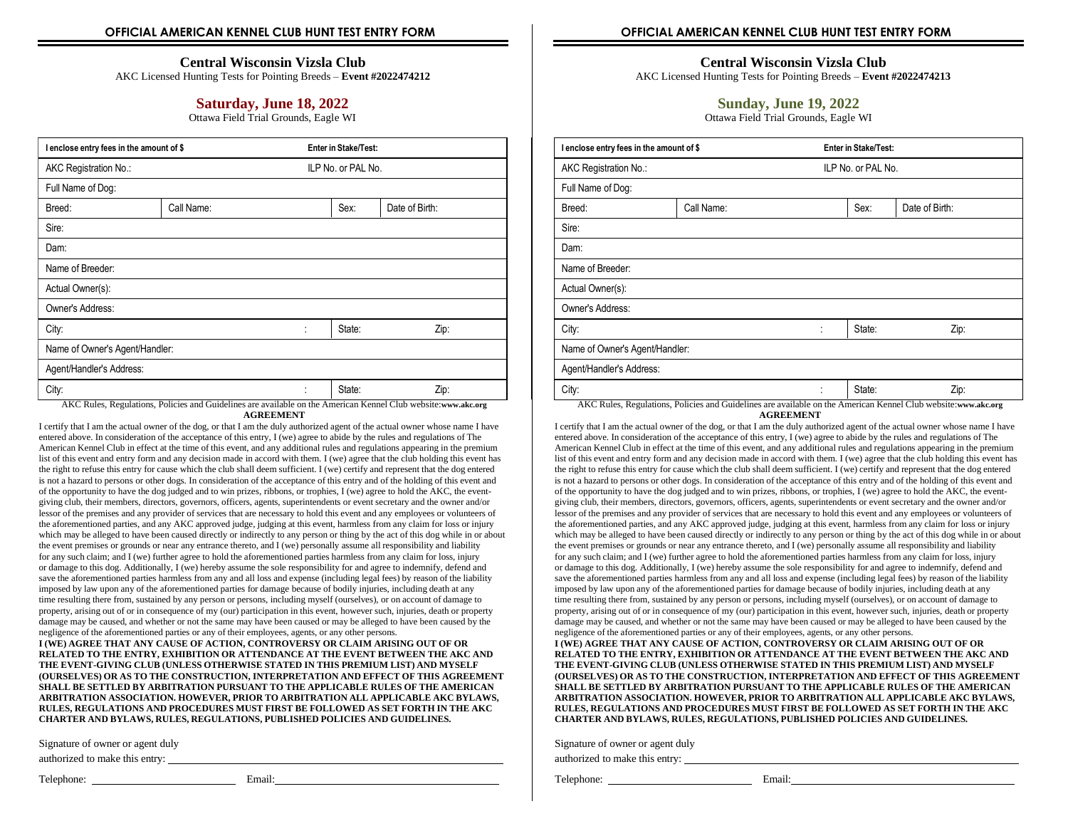**OFFICIAL AMERICAN KENNEL CLUB HUNT TEST ENTRY FORM**

## Central Wisconsin Vizsla Club

AKC Licensed Hunting Tests for Pointing Breeds – **Event #2022474212**

### Saturday, June 18, 2022

Ottawa Field Trial Grounds, Eagle WI

| | | | |
|---|---|---|---|
| I enclose entry fees in the amount of $ | | Enter in Stake/Test: | |
| AKC Registration No.: | | ILP No. or PAL No. | |
| Full Name of Dog: | | | |
| Breed: | Call Name: | Sex: | Date of Birth: |
| Sire: | | | |
| Dam: | | | |
| Name of Breeder: | | | |
| Actual Owner(s): | | | |
| Owner's Address: | | | |
| City: | : | State: | Zip: |
| Name of Owner's Agent/Handler: | | | |
| Agent/Handler's Address: | | | |
| City: | : | State: | Zip: |

AKC Rules, Regulations, Policies and Guidelines are available on the American Kennel Club website:**www.akc.org**

**AGREEMENT**

I certify that I am the actual owner of the dog, or that I am the duly authorized agent of the actual owner whose name I have entered above. In consideration of the acceptance of this entry, I (we) agree to abide by the rules and regulations of The American Kennel Club in effect at the time of this event, and any additional rules and regulations appearing in the premium list of this event and entry form and any decision made in accord with them. I (we) agree that the club holding this event has the right to refuse this entry for cause which the club shall deem sufficient. I (we) certify and represent that the dog entered is not a hazard to persons or other dogs. In consideration of the acceptance of this entry and of the holding of this event and of the opportunity to have the dog judged and to win prizes, ribbons, or trophies, I (we) agree to hold the AKC, the event-giving club, their members, directors, governors, officers, agents, superintendents or event secretary and the owner and/or lessor of the premises and any provider of services that are necessary to hold this event and any employees or volunteers of the aforementioned parties, and any AKC approved judge, judging at this event, harmless from any claim for loss or injury which may be alleged to have been caused directly or indirectly to any person or thing by the act of this dog while in or about the event premises or grounds or near any entrance thereto, and I (we) personally assume all responsibility and liability for any such claim; and I (we) further agree to hold the aforementioned parties harmless from any claim for loss, injury or damage to this dog. Additionally, I (we) hereby assume the sole responsibility for and agree to indemnify, defend and save the aforementioned parties harmless from any and all loss and expense (including legal fees) by reason of the liability imposed by law upon any of the aforementioned parties for damage because of bodily injuries, including death at any time resulting there from, sustained by any person or persons, including myself (ourselves), or on account of damage to property, arising out of or in consequence of my (our) participation in this event, however such, injuries, death or property damage may be caused, and whether or not the same may have been caused or may be alleged to have been caused by the negligence of the aforementioned parties or any of their employees, agents, or any other persons.

**I (WE) AGREE THAT ANY CAUSE OF ACTION, CONTROVERSY OR CLAIM ARISING OUT OF OR RELATED TO THE ENTRY, EXHIBITION OR ATTENDANCE AT THE EVENT BETWEEN THE AKC AND THE EVENT-GIVING CLUB (UNLESS OTHERWISE STATED IN THIS PREMIUM LIST) AND MYSELF (OURSELVES) OR AS TO THE CONSTRUCTION, INTERPRETATION AND EFFECT OF THIS AGREEMENT SHALL BE SETTLED BY ARBITRATION PURSUANT TO THE APPLICABLE RULES OF THE AMERICAN ARBITRATION ASSOCIATION. HOWEVER, PRIOR TO ARBITRATION ALL APPLICABLE AKC BYLAWS, RULES, REGULATIONS AND PROCEDURES MUST FIRST BE FOLLOWED AS SET FORTH IN THE AKC CHARTER AND BYLAWS, RULES, REGULATIONS, PUBLISHED POLICIES AND GUIDELINES.**

Signature of owner or agent duly
authorized to make this entry: ________________________________

Telephone: ____________________ Email: ____________________________

---

**OFFICIAL AMERICAN KENNEL CLUB HUNT TEST ENTRY FORM**

## Central Wisconsin Vizsla Club

AKC Licensed Hunting Tests for Pointing Breeds – **Event #2022474213**

### Sunday, June 19, 2022

Ottawa Field Trial Grounds, Eagle WI

| | | | |
|---|---|---|---|
| I enclose entry fees in the amount of $ | | Enter in Stake/Test: | |
| AKC Registration No.: | | ILP No. or PAL No. | |
| Full Name of Dog: | | | |
| Breed: | Call Name: | Sex: | Date of Birth: |
| Sire: | | | |
| Dam: | | | |
| Name of Breeder: | | | |
| Actual Owner(s): | | | |
| Owner's Address: | | | |
| City: | : | State: | Zip: |
| Name of Owner's Agent/Handler: | | | |
| Agent/Handler's Address: | | | |
| City: | : | State: | Zip: |

AKC Rules, Regulations, Policies and Guidelines are available on the American Kennel Club website:**www.akc.org**

**AGREEMENT**

I certify that I am the actual owner of the dog, or that I am the duly authorized agent of the actual owner whose name I have entered above. In consideration of the acceptance of this entry, I (we) agree to abide by the rules and regulations of The American Kennel Club in effect at the time of this event, and any additional rules and regulations appearing in the premium list of this event and entry form and any decision made in accord with them. I (we) agree that the club holding this event has the right to refuse this entry for cause which the club shall deem sufficient. I (we) certify and represent that the dog entered is not a hazard to persons or other dogs. In consideration of the acceptance of this entry and of the holding of this event and of the opportunity to have the dog judged and to win prizes, ribbons, or trophies, I (we) agree to hold the AKC, the event-giving club, their members, directors, governors, officers, agents, superintendents or event secretary and the owner and/or lessor of the premises and any provider of services that are necessary to hold this event and any employees or volunteers of the aforementioned parties, and any AKC approved judge, judging at this event, harmless from any claim for loss or injury which may be alleged to have been caused directly or indirectly to any person or thing by the act of this dog while in or about the event premises or grounds or near any entrance thereto, and I (we) personally assume all responsibility and liability for any such claim; and I (we) further agree to hold the aforementioned parties harmless from any claim for loss, injury or damage to this dog. Additionally, I (we) hereby assume the sole responsibility for and agree to indemnify, defend and save the aforementioned parties harmless from any and all loss and expense (including legal fees) by reason of the liability imposed by law upon any of the aforementioned parties for damage because of bodily injuries, including death at any time resulting there from, sustained by any person or persons, including myself (ourselves), or on account of damage to property, arising out of or in consequence of my (our) participation in this event, however such, injuries, death or property damage may be caused, and whether or not the same may have been caused or may be alleged to have been caused by the negligence of the aforementioned parties or any of their employees, agents, or any other persons.

**I (WE) AGREE THAT ANY CAUSE OF ACTION, CONTROVERSY OR CLAIM ARISING OUT OF OR RELATED TO THE ENTRY, EXHIBITION OR ATTENDANCE AT THE EVENT BETWEEN THE AKC AND THE EVENT-GIVING CLUB (UNLESS OTHERWISE STATED IN THIS PREMIUM LIST) AND MYSELF (OURSELVES) OR AS TO THE CONSTRUCTION, INTERPRETATION AND EFFECT OF THIS AGREEMENT SHALL BE SETTLED BY ARBITRATION PURSUANT TO THE APPLICABLE RULES OF THE AMERICAN ARBITRATION ASSOCIATION. HOWEVER, PRIOR TO ARBITRATION ALL APPLICABLE AKC BYLAWS, RULES, REGULATIONS AND PROCEDURES MUST FIRST BE FOLLOWED AS SET FORTH IN THE AKC CHARTER AND BYLAWS, RULES, REGULATIONS, PUBLISHED POLICIES AND GUIDELINES.**

Signature of owner or agent duly
authorized to make this entry: ________________________________

Telephone: ____________________ Email: ____________________________